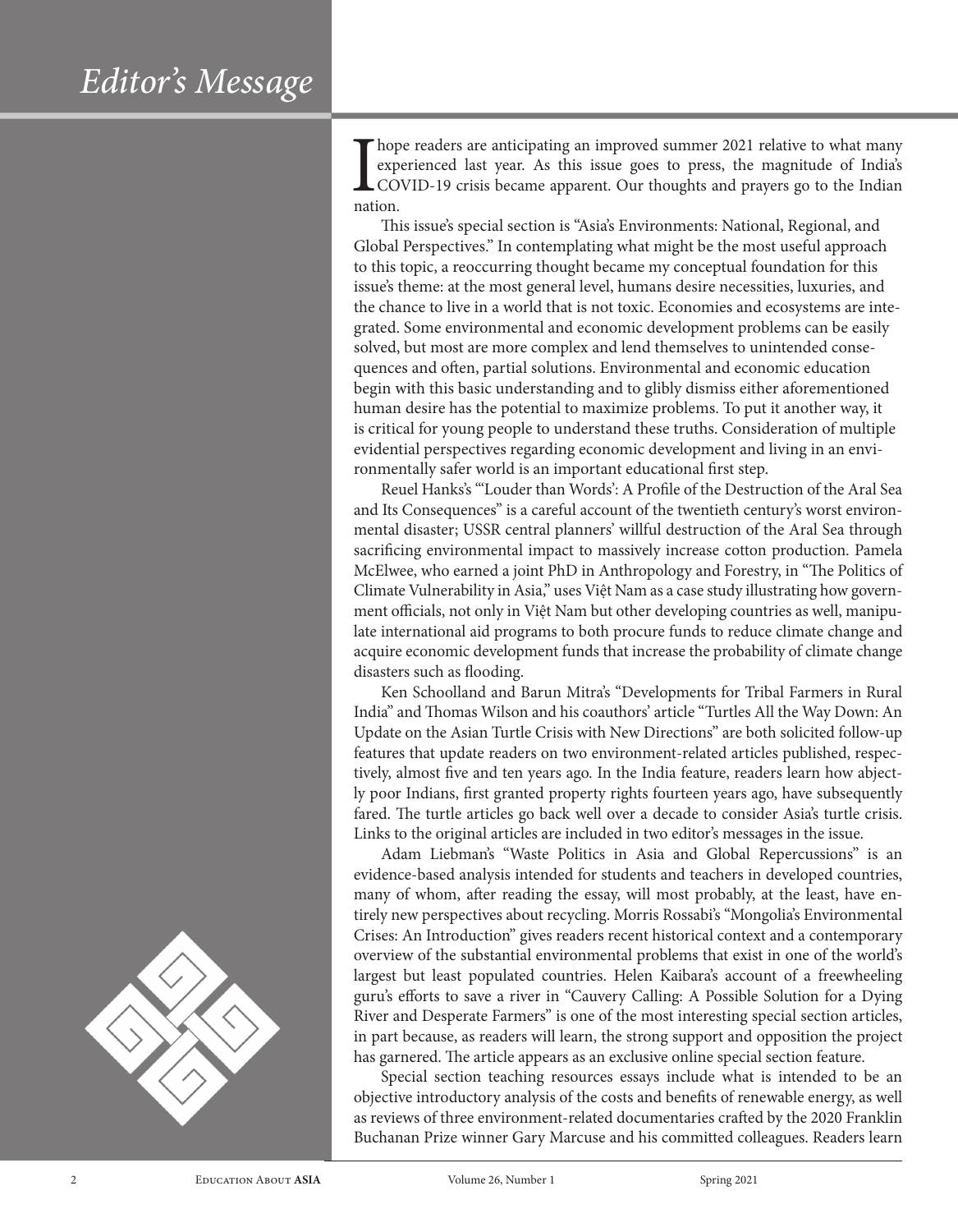# Editor's Message

I hope readers are anticipating an improved summer 2021 relative to what many experienced last year. As this issue goes to press, the magnitude of India's COVID-19 crisis became apparent. Our thoughts and prayers go to the Indian nation.

This issue's special section is "Asia's Environments: National, Regional, and Global Perspectives." In contemplating what might be the most useful approach to this topic, a reoccurring thought became my conceptual foundation for this issue's theme: at the most general level, humans desire necessities, luxuries, and the chance to live in a world that is not toxic. Economies and ecosystems are integrated. Some environmental and economic development problems can be easily solved, but most are more complex and lend themselves to unintended consequences and often, partial solutions. Environmental and economic education begin with this basic understanding and to glibly dismiss either aforementioned human desire has the potential to maximize problems. To put it another way, it is critical for young people to understand these truths. Consideration of multiple evidential perspectives regarding economic development and living in an environmentally safer world is an important educational first step.

Reuel Hanks's "'Louder than Words': A Profile of the Destruction of the Aral Sea and Its Consequences" is a careful account of the twentieth century's worst environmental disaster; USSR central planners' willful destruction of the Aral Sea through sacrificing environmental impact to massively increase cotton production. Pamela McElwee, who earned a joint PhD in Anthropology and Forestry, in "The Politics of Climate Vulnerability in Asia," uses Việt Nam as a case study illustrating how government officials, not only in Việt Nam but other developing countries as well, manipulate international aid programs to both procure funds to reduce climate change and acquire economic development funds that increase the probability of climate change disasters such as flooding.

Ken Schoolland and Barun Mitra's "Developments for Tribal Farmers in Rural India" and Thomas Wilson and his coauthors' article "Turtles All the Way Down: An Update on the Asian Turtle Crisis with New Directions" are both solicited follow-up features that update readers on two environment-related articles published, respectively, almost five and ten years ago. In the India feature, readers learn how abjectly poor Indians, first granted property rights fourteen years ago, have subsequently fared. The turtle articles go back well over a decade to consider Asia's turtle crisis. Links to the original articles are included in two editor's messages in the issue.

Adam Liebman's "Waste Politics in Asia and Global Repercussions" is an evidence-based analysis intended for students and teachers in developed countries, many of whom, after reading the essay, will most probably, at the least, have entirely new perspectives about recycling. Morris Rossabi's "Mongolia's Environmental Crises: An Introduction" gives readers recent historical context and a contemporary overview of the substantial environmental problems that exist in one of the world's largest but least populated countries. Helen Kaibara's account of a freewheeling guru's efforts to save a river in "Cauvery Calling: A Possible Solution for a Dying River and Desperate Farmers" is one of the most interesting special section articles, in part because, as readers will learn, the strong support and opposition the project has garnered. The article appears as an exclusive online special section feature.

Special section teaching resources essays include what is intended to be an objective introductory analysis of the costs and benefits of renewable energy, as well as reviews of three environment-related documentaries crafted by the 2020 Franklin Buchanan Prize winner Gary Marcuse and his committed colleagues. Readers learn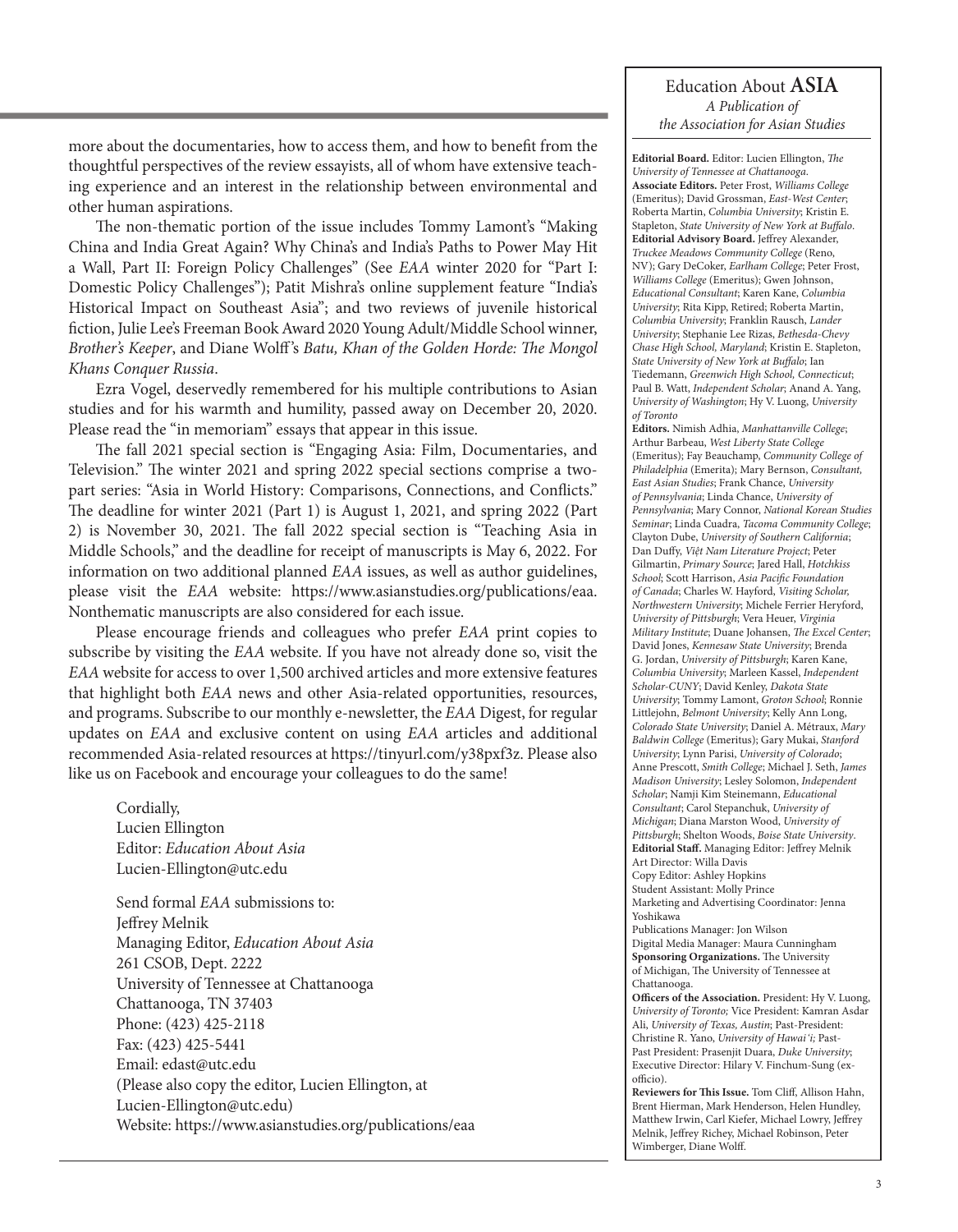more about the documentaries, how to access them, and how to benefit from the thoughtful perspectives of the review essayists, all of whom have extensive teaching experience and an interest in the relationship between environmental and other human aspirations.

The non-thematic portion of the issue includes Tommy Lamont's "Making China and India Great Again? Why China's and India's Paths to Power May Hit a Wall, Part II: Foreign Policy Challenges" (See *EAA* winter 2020 for "Part I: Domestic Policy Challenges"); Patit Mishra's online supplement feature "India's Historical Impact on Southeast Asia"; and two reviews of juvenile historical fiction, Julie Lee's Freeman Book Award 2020 Young Adult/Middle School winner, *Brother's Keeper*, and Diane Wolff's *Batu, Khan of the Golden Horde: The Mongol Khans Conquer Russia*.

Ezra Vogel, deservedly remembered for his multiple contributions to Asian studies and for his warmth and humility, passed away on December 20, 2020. Please read the "in memoriam" essays that appear in this issue.

The fall 2021 special section is "Engaging Asia: Film, Documentaries, and Television." The winter 2021 and spring 2022 special sections comprise a two-part series: "Asia in World History: Comparisons, Connections, and Conflicts." The deadline for winter 2021 (Part 1) is August 1, 2021, and spring 2022 (Part 2) is November 30, 2021. The fall 2022 special section is "Teaching Asia in Middle Schools," and the deadline for receipt of manuscripts is May 6, 2022. For information on two additional planned *EAA* issues, as well as author guidelines, please visit the *EAA* website: https://www.asianstudies.org/publications/eaa. Nonthematic manuscripts are also considered for each issue.

Please encourage friends and colleagues who prefer *EAA* print copies to subscribe by visiting the *EAA* website. If you have not already done so, visit the *EAA* website for access to over 1,500 archived articles and more extensive features that highlight both *EAA* news and other Asia-related opportunities, resources, and programs. Subscribe to our monthly e-newsletter, the *EAA* Digest, for regular updates on *EAA* and exclusive content on using *EAA* articles and additional recommended Asia-related resources at https://tinyurl.com/y38pxf3z. Please also like us on Facebook and encourage your colleagues to do the same!

Cordially,
Lucien Ellington
Editor: *Education About Asia*
Lucien-Ellington@utc.edu

Send formal *EAA* submissions to:
Jeffrey Melnik
Managing Editor, *Education About Asia*
261 CSOB, Dept. 2222
University of Tennessee at Chattanooga
Chattanooga, TN 37403
Phone: (423) 425-2118
Fax: (423) 425-5441
Email: edast@utc.edu
(Please also copy the editor, Lucien Ellington, at Lucien-Ellington@utc.edu)
Website: https://www.asianstudies.org/publications/eaa

## Education About **ASIA**

*A Publication of the Association for Asian Studies*

**Editorial Board.** Editor: Lucien Ellington, *The University of Tennessee at Chattanooga*.
**Associate Editors.** Peter Frost, *Williams College* (Emeritus); David Grossman, *East-West Center*; Roberta Martin, *Columbia University*; Kristin E. Stapleton, *State University of New York at Buffalo*.
**Editorial Advisory Board.** Jeffrey Alexander, *Truckee Meadows Community College* (Reno, NV); Gary DeCoker, *Earlham College*; Peter Frost, *Williams College* (Emeritus); Gwen Johnson, *Educational Consultant*; Karen Kane, *Columbia University*; Rita Kipp, Retired; Roberta Martin, *Columbia University*; Franklin Rausch, *Lander University*; Stephanie Lee Rizas, *Bethesda-Chevy Chase High School, Maryland*; Kristin E. Stapleton, *State University of New York at Buffalo*; Ian Tiedemann, *Greenwich High School, Connecticut*; Paul B. Watt, *Independent Scholar*; Anand A. Yang, *University of Washington*; Hy V. Luong, *University of Toronto*
**Editors.** Nimish Adhia, *Manhattanville College*; Arthur Barbeau, *West Liberty State College* (Emeritus); Fay Beauchamp, *Community College of Philadelphia* (Emerita); Mary Bernson, *Consultant, East Asian Studies*; Frank Chance, *University of Pennsylvania*; Linda Chance, *University of Pennsylvania*; Mary Connor, *National Korean Studies Seminar*; Linda Cuadra, *Tacoma Community College*; Clayton Dube, *University of Southern California*; Dan Duffy, *Việt Nam Literature Project*; Peter Gilmartin, *Primary Source*; Jared Hall, *Hotchkiss School*; Scott Harrison, *Asia Pacific Foundation of Canada*; Charles W. Hayford, *Visiting Scholar, Northwestern University*; Michele Ferrier Heryford, *University of Pittsburgh*; Vera Heuer, *Virginia Military Institute*; Duane Johansen, *The Excel Center*; David Jones, *Kennesaw State University*; Brenda G. Jordan, *University of Pittsburgh*; Karen Kane, *Columbia University*; Marleen Kassel, *Independent Scholar-CUNY*; David Kenley, *Dakota State University*; Tommy Lamont, *Groton School*; Ronnie Littlejohn, *Belmont University*; Kelly Ann Long, *Colorado State University*; Daniel A. Métraux, *Mary Baldwin College* (Emeritus); Gary Mukai, *Stanford University*; Lynn Parisi, *University of Colorado*; Anne Prescott, *Smith College*; Michael J. Seth, *James Madison University*; Lesley Solomon, *Independent Scholar*; Namji Kim Steinemann, *Educational Consultant*; Carol Stepanchuk, *University of Michigan*; Diana Marston Wood, *University of Pittsburgh*; Shelton Woods, *Boise State University*.
**Editorial Staff.** Managing Editor: Jeffrey Melnik
Art Director: Willa Davis
Copy Editor: Ashley Hopkins
Student Assistant: Molly Prince
Marketing and Advertising Coordinator: Jenna Yoshikawa
Publications Manager: Jon Wilson
Digital Media Manager: Maura Cunningham
**Sponsoring Organizations.** The University of Michigan, The University of Tennessee at Chattanooga.
**Officers of the Association.** President: Hy V. Luong, *University of Toronto;* Vice President: Kamran Asdar Ali, *University of Texas, Austin*; Past-President: Christine R. Yano, *University of Hawai'i;* Past-Past President: Prasenjit Duara, *Duke University*; Executive Director: Hilary V. Finchum-Sung (ex-officio).
**Reviewers for This Issue.** Tom Cliff, Allison Hahn, Brent Hierman, Mark Henderson, Helen Hundley, Matthew Irwin, Carl Kiefer, Michael Lowry, Jeffrey Melnik, Jeffrey Richey, Michael Robinson, Peter Wimberger, Diane Wolff.